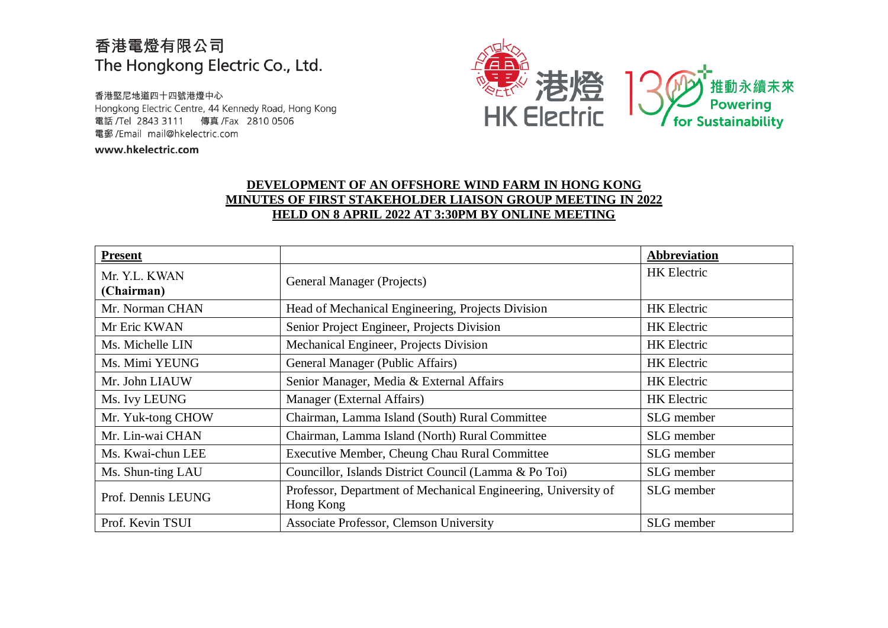香港電燈有限公司
The Hongkong Electric Co., Ltd.

香港堅尼地道四十四號港燈中心
Hongkong Electric Centre, 44 Kennedy Road, Hong Kong
電話 /Tel 2843 3111 傳真 /Fax 2810 0506
電郵 /Email mail@hkelectric.com

www.hkelectric.com

港燈 HK Electric

推動永續未來 Powering for Sustainability

## DEVELOPMENT OF AN OFFSHORE WIND FARM IN HONG KONG
## MINUTES OF FIRST STAKEHOLDER LIAISON GROUP MEETING IN 2022
## HELD ON 8 APRIL 2022 AT 3:30PM BY ONLINE MEETING

| **Present** | | **Abbreviation** |
|---|---|---|
| Mr. Y.L. KWAN **(Chairman)** | General Manager (Projects) | HK Electric |
| Mr. Norman CHAN | Head of Mechanical Engineering, Projects Division | HK Electric |
| Mr Eric KWAN | Senior Project Engineer, Projects Division | HK Electric |
| Ms. Michelle LIN | Mechanical Engineer, Projects Division | HK Electric |
| Ms. Mimi YEUNG | General Manager (Public Affairs) | HK Electric |
| Mr. John LIAUW | Senior Manager, Media & External Affairs | HK Electric |
| Ms. Ivy LEUNG | Manager (External Affairs) | HK Electric |
| Mr. Yuk-tong CHOW | Chairman, Lamma Island (South) Rural Committee | SLG member |
| Mr. Lin-wai CHAN | Chairman, Lamma Island (North) Rural Committee | SLG member |
| Ms. Kwai-chun LEE | Executive Member, Cheung Chau Rural Committee | SLG member |
| Ms. Shun-ting LAU | Councillor, Islands District Council (Lamma & Po Toi) | SLG member |
| Prof. Dennis LEUNG | Professor, Department of Mechanical Engineering, University of Hong Kong | SLG member |
| Prof. Kevin TSUI | Associate Professor, Clemson University | SLG member |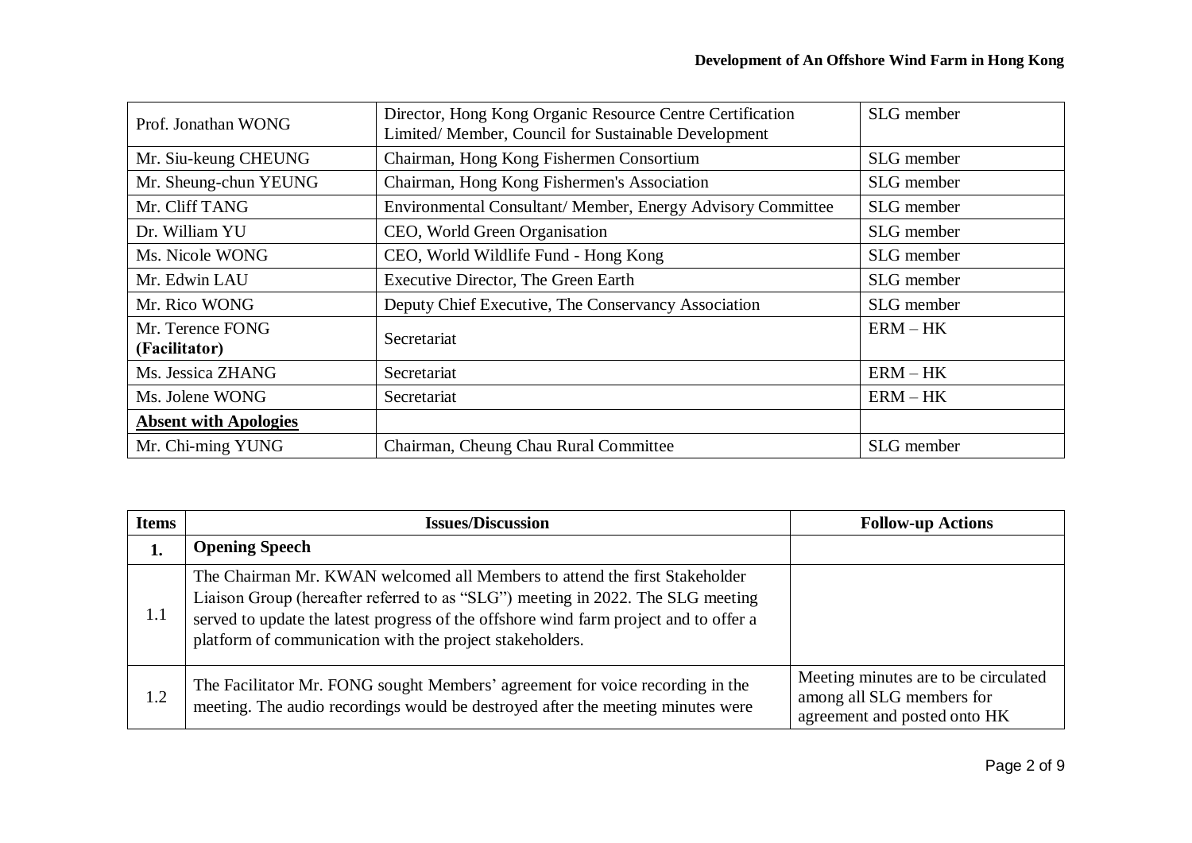| | | |
|---|---|---|
| Prof. Jonathan WONG | Director, Hong Kong Organic Resource Centre Certification Limited/ Member, Council for Sustainable Development | SLG member |
| Mr. Siu-keung CHEUNG | Chairman, Hong Kong Fishermen Consortium | SLG member |
| Mr. Sheung-chun YEUNG | Chairman, Hong Kong Fishermen's Association | SLG member |
| Mr. Cliff TANG | Environmental Consultant/ Member, Energy Advisory Committee | SLG member |
| Dr. William YU | CEO, World Green Organisation | SLG member |
| Ms. Nicole WONG | CEO, World Wildlife Fund - Hong Kong | SLG member |
| Mr. Edwin LAU | Executive Director, The Green Earth | SLG member |
| Mr. Rico WONG | Deputy Chief Executive, The Conservancy Association | SLG member |
| Mr. Terence FONG **(Facilitator)** | Secretariat | ERM – HK |
| Ms. Jessica ZHANG | Secretariat | ERM – HK |
| Ms. Jolene WONG | Secretariat | ERM – HK |
| **Absent with Apologies** | | |
| Mr. Chi-ming YUNG | Chairman, Cheung Chau Rural Committee | SLG member |

| Items | Issues/Discussion | Follow-up Actions |
|---|---|---|
| **1.** | **Opening Speech** | |
| 1.1 | The Chairman Mr. KWAN welcomed all Members to attend the first Stakeholder Liaison Group (hereafter referred to as "SLG") meeting in 2022. The SLG meeting served to update the latest progress of the offshore wind farm project and to offer a platform of communication with the project stakeholders. | |
| 1.2 | The Facilitator Mr. FONG sought Members' agreement for voice recording in the meeting. The audio recordings would be destroyed after the meeting minutes were | Meeting minutes are to be circulated among all SLG members for agreement and posted onto HK |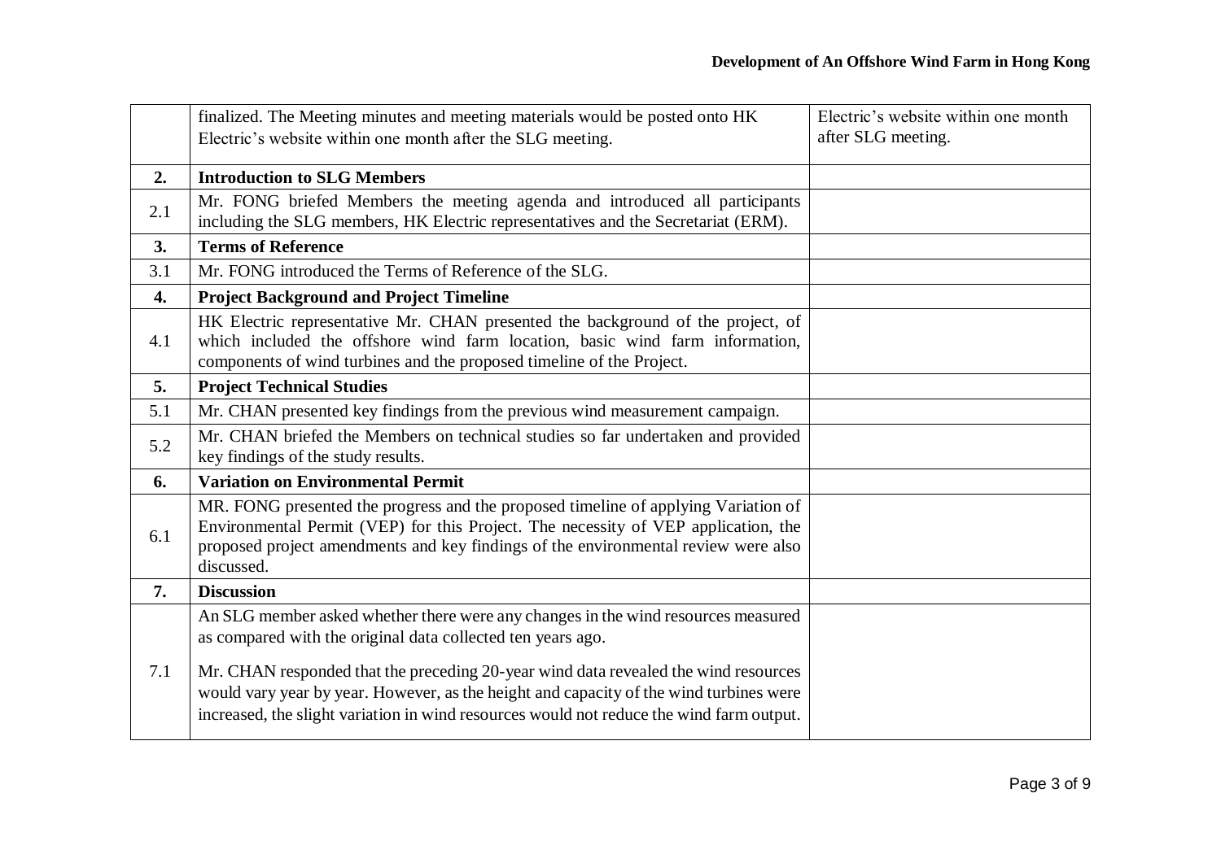| | | |
|---|---|---|
| | finalized. The Meeting minutes and meeting materials would be posted onto HK Electric's website within one month after the SLG meeting. | Electric's website within one month after SLG meeting. |
| **2.** | **Introduction to SLG Members** | |
| 2.1 | Mr. FONG briefed Members the meeting agenda and introduced all participants including the SLG members, HK Electric representatives and the Secretariat (ERM). | |
| **3.** | **Terms of Reference** | |
| 3.1 | Mr. FONG introduced the Terms of Reference of the SLG. | |
| **4.** | **Project Background and Project Timeline** | |
| 4.1 | HK Electric representative Mr. CHAN presented the background of the project, of which included the offshore wind farm location, basic wind farm information, components of wind turbines and the proposed timeline of the Project. | |
| **5.** | **Project Technical Studies** | |
| 5.1 | Mr. CHAN presented key findings from the previous wind measurement campaign. | |
| 5.2 | Mr. CHAN briefed the Members on technical studies so far undertaken and provided key findings of the study results. | |
| **6.** | **Variation on Environmental Permit** | |
| 6.1 | MR. FONG presented the progress and the proposed timeline of applying Variation of Environmental Permit (VEP) for this Project. The necessity of VEP application, the proposed project amendments and key findings of the environmental review were also discussed. | |
| **7.** | **Discussion** | |
| 7.1 | An SLG member asked whether there were any changes in the wind resources measured as compared with the original data collected ten years ago.<br><br>Mr. CHAN responded that the preceding 20-year wind data revealed the wind resources would vary year by year. However, as the height and capacity of the wind turbines were increased, the slight variation in wind resources would not reduce the wind farm output. | |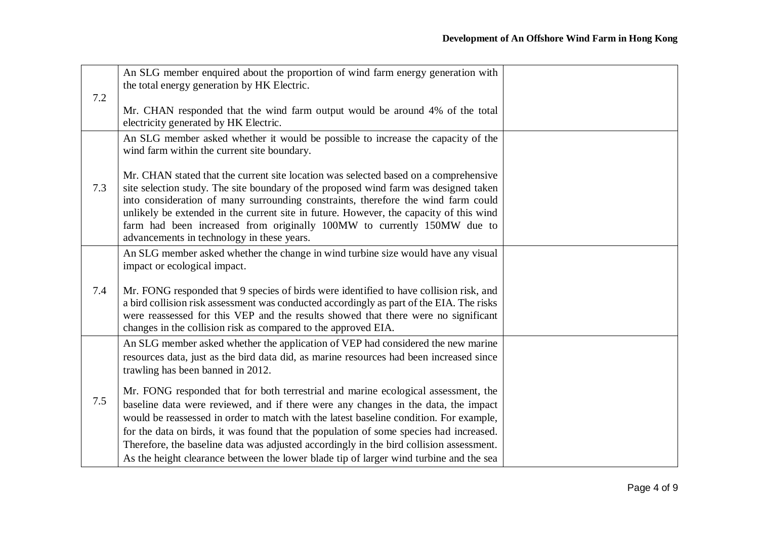| | | |
|---|---|---|
| 7.2 | An SLG member enquired about the proportion of wind farm energy generation with the total energy generation by HK Electric.<br><br>Mr. CHAN responded that the wind farm output would be around 4% of the total electricity generated by HK Electric. | |
| 7.3 | An SLG member asked whether it would be possible to increase the capacity of the wind farm within the current site boundary.<br><br>Mr. CHAN stated that the current site location was selected based on a comprehensive site selection study. The site boundary of the proposed wind farm was designed taken into consideration of many surrounding constraints, therefore the wind farm could unlikely be extended in the current site in future. However, the capacity of this wind farm had been increased from originally 100MW to currently 150MW due to advancements in technology in these years. | |
| 7.4 | An SLG member asked whether the change in wind turbine size would have any visual impact or ecological impact.<br><br>Mr. FONG responded that 9 species of birds were identified to have collision risk, and a bird collision risk assessment was conducted accordingly as part of the EIA. The risks were reassessed for this VEP and the results showed that there were no significant changes in the collision risk as compared to the approved EIA. | |
| 7.5 | An SLG member asked whether the application of VEP had considered the new marine resources data, just as the bird data did, as marine resources had been increased since trawling has been banned in 2012.<br><br>Mr. FONG responded that for both terrestrial and marine ecological assessment, the baseline data were reviewed, and if there were any changes in the data, the impact would be reassessed in order to match with the latest baseline condition. For example, for the data on birds, it was found that the population of some species had increased. Therefore, the baseline data was adjusted accordingly in the bird collision assessment. As the height clearance between the lower blade tip of larger wind turbine and the sea | |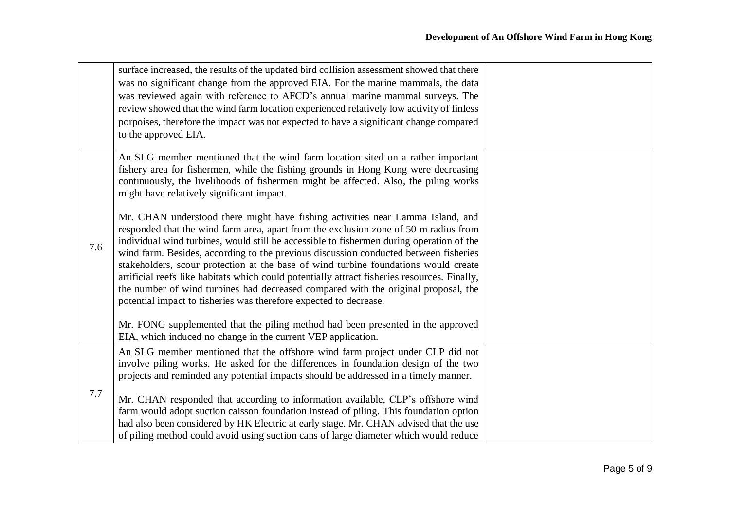| | | |
|---|---|---|
| | surface increased, the results of the updated bird collision assessment showed that there was no significant change from the approved EIA. For the marine mammals, the data was reviewed again with reference to AFCD's annual marine mammal surveys. The review showed that the wind farm location experienced relatively low activity of finless porpoises, therefore the impact was not expected to have a significant change compared to the approved EIA. | |
| 7.6 | An SLG member mentioned that the wind farm location sited on a rather important fishery area for fishermen, while the fishing grounds in Hong Kong were decreasing continuously, the livelihoods of fishermen might be affected. Also, the piling works might have relatively significant impact.<br><br>Mr. CHAN understood there might have fishing activities near Lamma Island, and responded that the wind farm area, apart from the exclusion zone of 50 m radius from individual wind turbines, would still be accessible to fishermen during operation of the wind farm. Besides, according to the previous discussion conducted between fisheries stakeholders, scour protection at the base of wind turbine foundations would create artificial reefs like habitats which could potentially attract fisheries resources. Finally, the number of wind turbines had decreased compared with the original proposal, the potential impact to fisheries was therefore expected to decrease.<br><br>Mr. FONG supplemented that the piling method had been presented in the approved EIA, which induced no change in the current VEP application. | |
| 7.7 | An SLG member mentioned that the offshore wind farm project under CLP did not involve piling works. He asked for the differences in foundation design of the two projects and reminded any potential impacts should be addressed in a timely manner.<br><br>Mr. CHAN responded that according to information available, CLP's offshore wind farm would adopt suction caisson foundation instead of piling. This foundation option had also been considered by HK Electric at early stage. Mr. CHAN advised that the use of piling method could avoid using suction cans of large diameter which would reduce | |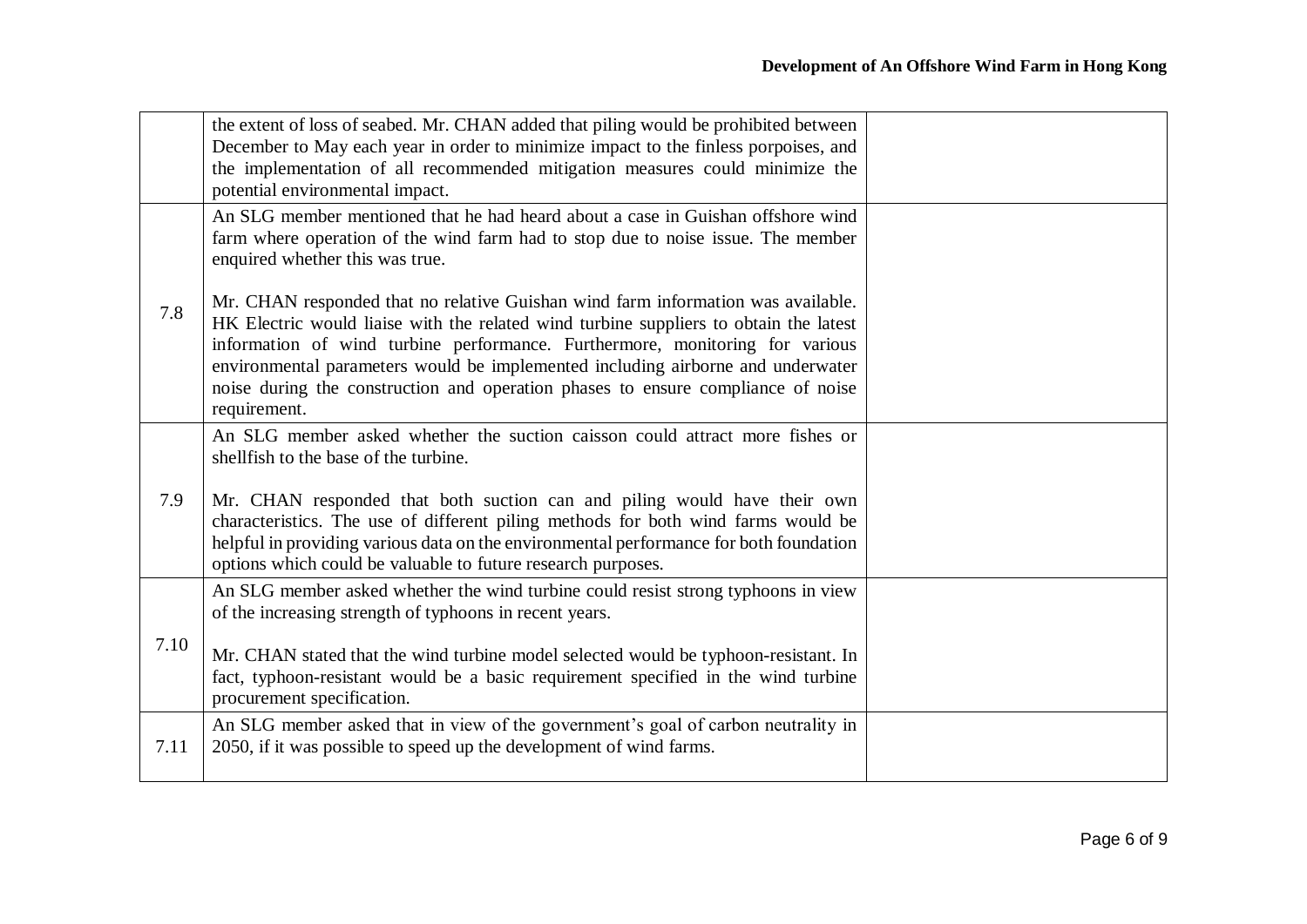| | | |
|---|---|---|
| | the extent of loss of seabed. Mr. CHAN added that piling would be prohibited between December to May each year in order to minimize impact to the finless porpoises, and the implementation of all recommended mitigation measures could minimize the potential environmental impact. | |
| 7.8 | An SLG member mentioned that he had heard about a case in Guishan offshore wind farm where operation of the wind farm had to stop due to noise issue. The member enquired whether this was true.<br><br>Mr. CHAN responded that no relative Guishan wind farm information was available. HK Electric would liaise with the related wind turbine suppliers to obtain the latest information of wind turbine performance. Furthermore, monitoring for various environmental parameters would be implemented including airborne and underwater noise during the construction and operation phases to ensure compliance of noise requirement. | |
| 7.9 | An SLG member asked whether the suction caisson could attract more fishes or shellfish to the base of the turbine.<br><br>Mr. CHAN responded that both suction can and piling would have their own characteristics. The use of different piling methods for both wind farms would be helpful in providing various data on the environmental performance for both foundation options which could be valuable to future research purposes. | |
| 7.10 | An SLG member asked whether the wind turbine could resist strong typhoons in view of the increasing strength of typhoons in recent years.<br><br>Mr. CHAN stated that the wind turbine model selected would be typhoon-resistant. In fact, typhoon-resistant would be a basic requirement specified in the wind turbine procurement specification. | |
| 7.11 | An SLG member asked that in view of the government's goal of carbon neutrality in 2050, if it was possible to speed up the development of wind farms. | |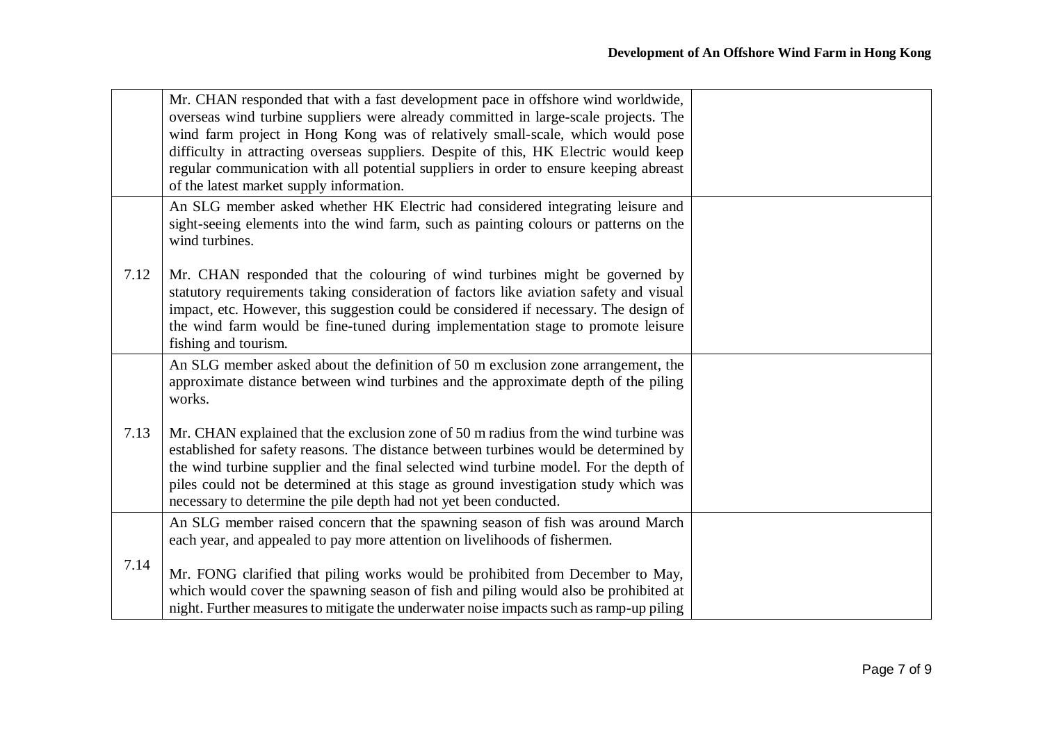| | | |
|---|---|---|
| | Mr. CHAN responded that with a fast development pace in offshore wind worldwide, overseas wind turbine suppliers were already committed in large-scale projects. The wind farm project in Hong Kong was of relatively small-scale, which would pose difficulty in attracting overseas suppliers. Despite of this, HK Electric would keep regular communication with all potential suppliers in order to ensure keeping abreast of the latest market supply information. | |
| 7.12 | An SLG member asked whether HK Electric had considered integrating leisure and sight-seeing elements into the wind farm, such as painting colours or patterns on the wind turbines.<br><br>Mr. CHAN responded that the colouring of wind turbines might be governed by statutory requirements taking consideration of factors like aviation safety and visual impact, etc. However, this suggestion could be considered if necessary. The design of the wind farm would be fine-tuned during implementation stage to promote leisure fishing and tourism. | |
| 7.13 | An SLG member asked about the definition of 50 m exclusion zone arrangement, the approximate distance between wind turbines and the approximate depth of the piling works.<br><br>Mr. CHAN explained that the exclusion zone of 50 m radius from the wind turbine was established for safety reasons. The distance between turbines would be determined by the wind turbine supplier and the final selected wind turbine model. For the depth of piles could not be determined at this stage as ground investigation study which was necessary to determine the pile depth had not yet been conducted. | |
| 7.14 | An SLG member raised concern that the spawning season of fish was around March each year, and appealed to pay more attention on livelihoods of fishermen.<br><br>Mr. FONG clarified that piling works would be prohibited from December to May, which would cover the spawning season of fish and piling would also be prohibited at night. Further measures to mitigate the underwater noise impacts such as ramp-up piling | |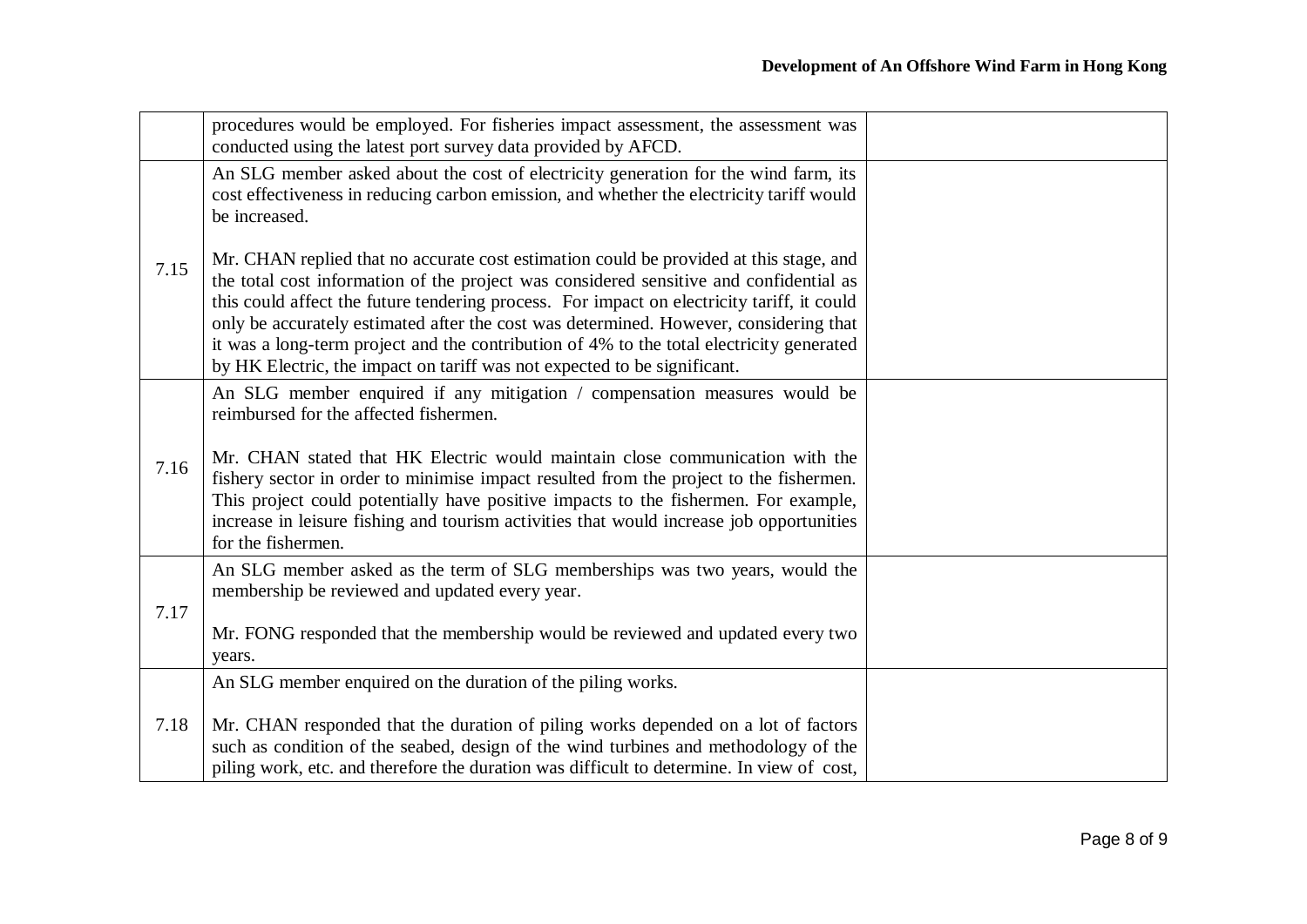| | | |
|---|---|---|
| | procedures would be employed. For fisheries impact assessment, the assessment was conducted using the latest port survey data provided by AFCD. | |
| 7.15 | An SLG member asked about the cost of electricity generation for the wind farm, its cost effectiveness in reducing carbon emission, and whether the electricity tariff would be increased.<br><br>Mr. CHAN replied that no accurate cost estimation could be provided at this stage, and the total cost information of the project was considered sensitive and confidential as this could affect the future tendering process. For impact on electricity tariff, it could only be accurately estimated after the cost was determined. However, considering that it was a long-term project and the contribution of 4% to the total electricity generated by HK Electric, the impact on tariff was not expected to be significant. | |
| 7.16 | An SLG member enquired if any mitigation / compensation measures would be reimbursed for the affected fishermen.<br><br>Mr. CHAN stated that HK Electric would maintain close communication with the fishery sector in order to minimise impact resulted from the project to the fishermen. This project could potentially have positive impacts to the fishermen. For example, increase in leisure fishing and tourism activities that would increase job opportunities for the fishermen. | |
| 7.17 | An SLG member asked as the term of SLG memberships was two years, would the membership be reviewed and updated every year.<br><br>Mr. FONG responded that the membership would be reviewed and updated every two years. | |
| 7.18 | An SLG member enquired on the duration of the piling works.<br><br>Mr. CHAN responded that the duration of piling works depended on a lot of factors such as condition of the seabed, design of the wind turbines and methodology of the piling work, etc. and therefore the duration was difficult to determine. In view of cost, | |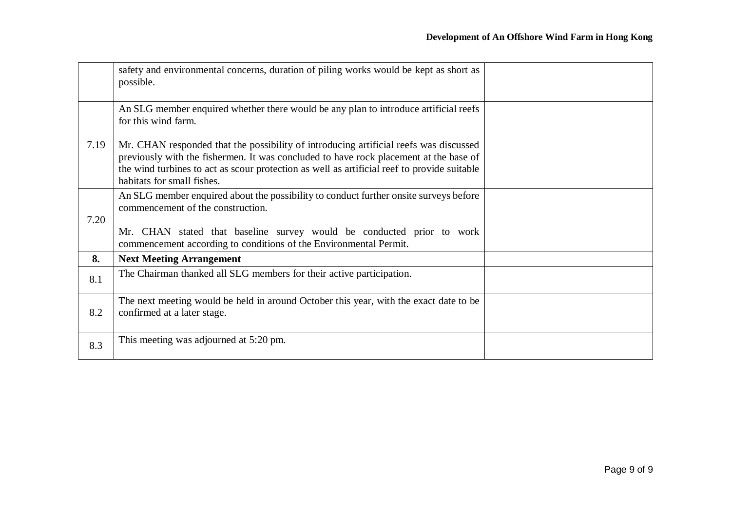| | | |
|---|---|---|
| | safety and environmental concerns, duration of piling works would be kept as short as possible. | |
| 7.19 | An SLG member enquired whether there would be any plan to introduce artificial reefs for this wind farm.<br><br>Mr. CHAN responded that the possibility of introducing artificial reefs was discussed previously with the fishermen. It was concluded to have rock placement at the base of the wind turbines to act as scour protection as well as artificial reef to provide suitable habitats for small fishes. | |
| 7.20 | An SLG member enquired about the possibility to conduct further onsite surveys before commencement of the construction.<br><br>Mr. CHAN stated that baseline survey would be conducted prior to work commencement according to conditions of the Environmental Permit. | |
| **8.** | **Next Meeting Arrangement** | |
| 8.1 | The Chairman thanked all SLG members for their active participation. | |
| 8.2 | The next meeting would be held in around October this year, with the exact date to be confirmed at a later stage. | |
| 8.3 | This meeting was adjourned at 5:20 pm. | |